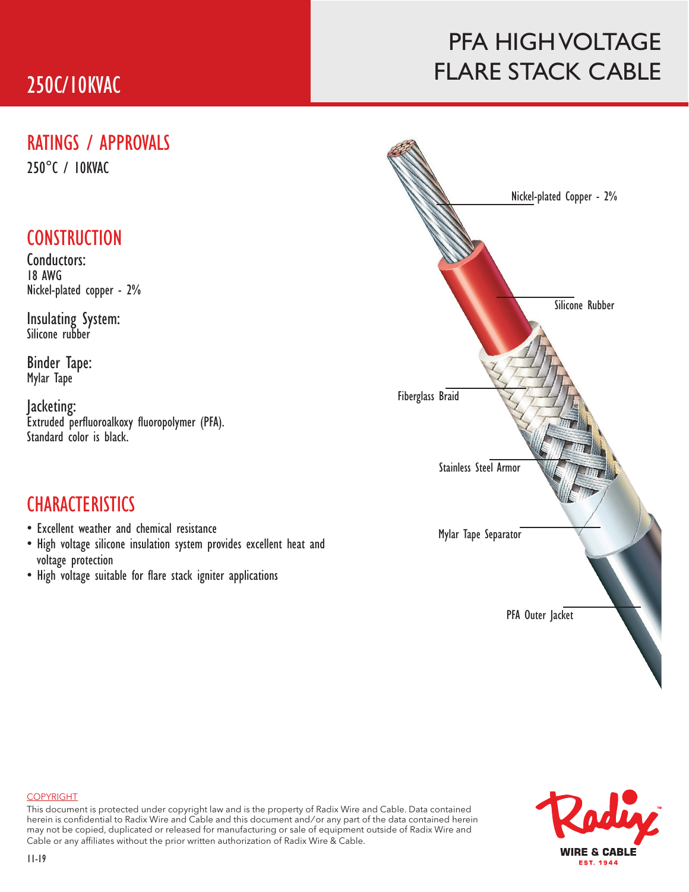# PFA HIGH VOLTAGE FLARE STACK CABLE

## 250C/10KVAC

## RATINGS / APPROVALS

250°C / 10KVAC

## CONSTRUCTION

**Conductors:**
18 AWG
Nickel-plated copper - 2%

**Insulating System:**
Silicone rubber

**Binder Tape:**
Mylar Tape

**Jacketing:**
Extruded perfluoroalkoxy fluoropolymer (PFA).
Standard color is black.

## CHARACTERISTICS

- Excellent weather and chemical resistance
- High voltage silicone insulation system provides excellent heat and voltage protection
- High voltage suitable for flare stack igniter applications

Nickel-plated Copper - 2%

Silicone Rubber

Fiberglass Braid

Stainless Steel Armor

Mylar Tape Separator

PFA Outer Jacket

COPYRIGHT

This document is protected under copyright law and is the property of Radix Wire and Cable. Data contained herein is confidential to Radix Wire and Cable and this document and/or any part of the data contained herein may not be copied, duplicated or released for manufacturing or sale of equipment outside of Radix Wire and Cable or any affiliates without the prior written authorization of Radix Wire & Cable.

11-19

Radix WIRE & CABLE EST. 1944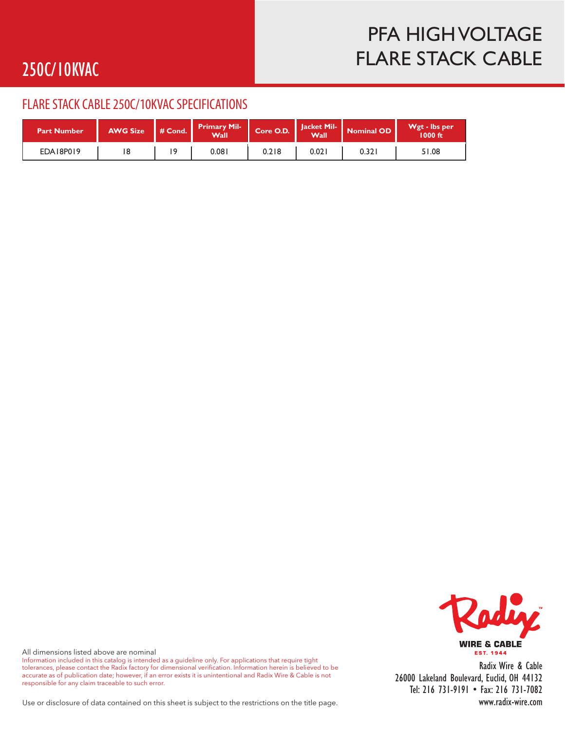# PFA HIGH VOLTAGE FLARE STACK CABLE

## 250C/10KVAC

## FLARE STACK CABLE 250C/10KVAC SPECIFICATIONS

| Part Number | AWG Size | # Cond. | Primary Mil-Wall | Core O.D. | Jacket Mil-Wall | Nominal OD | Wgt - lbs per 1000 ft |
|---|---|---|---|---|---|---|---|
| EDA18P019 | 18 | 19 | 0.081 | 0.218 | 0.021 | 0.321 | 51.08 |

All dimensions listed above are nominal

Information included in this catalog is intended as a guideline only. For applications that require tight tolerances, please contact the Radix factory for dimensional verification. Information herein is believed to be accurate as of publication date; however, if an error exists it is unintentional and Radix Wire & Cable is not responsible for any claim traceable to such error.

Use or disclosure of data contained on this sheet is subject to the restrictions on the title page.

Radix™ WIRE & CABLE EST. 1944

Radix Wire & Cable
26000 Lakeland Boulevard, Euclid, OH 44132
Tel: 216 731-9191 • Fax: 216 731-7082
www.radix-wire.com